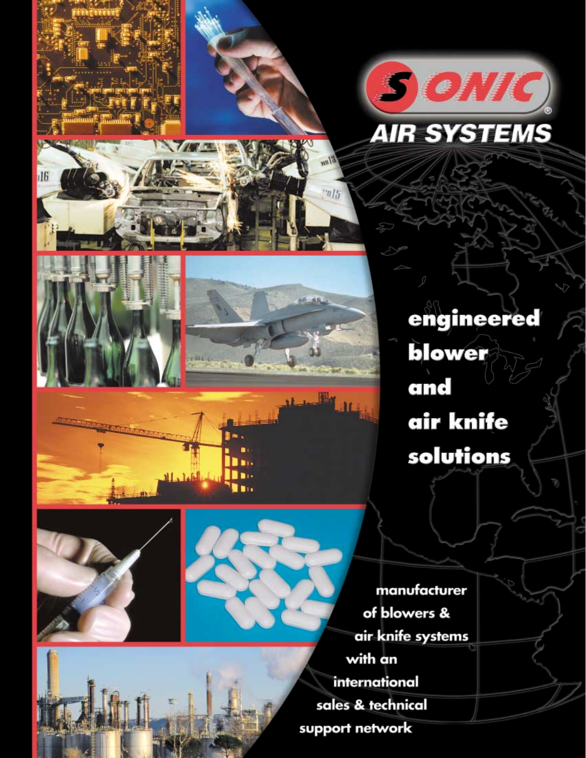# SONIC® AIR SYSTEMS

## engineered blower and air knife solutions

manufacturer of blowers & air knife systems with an international sales & technical support network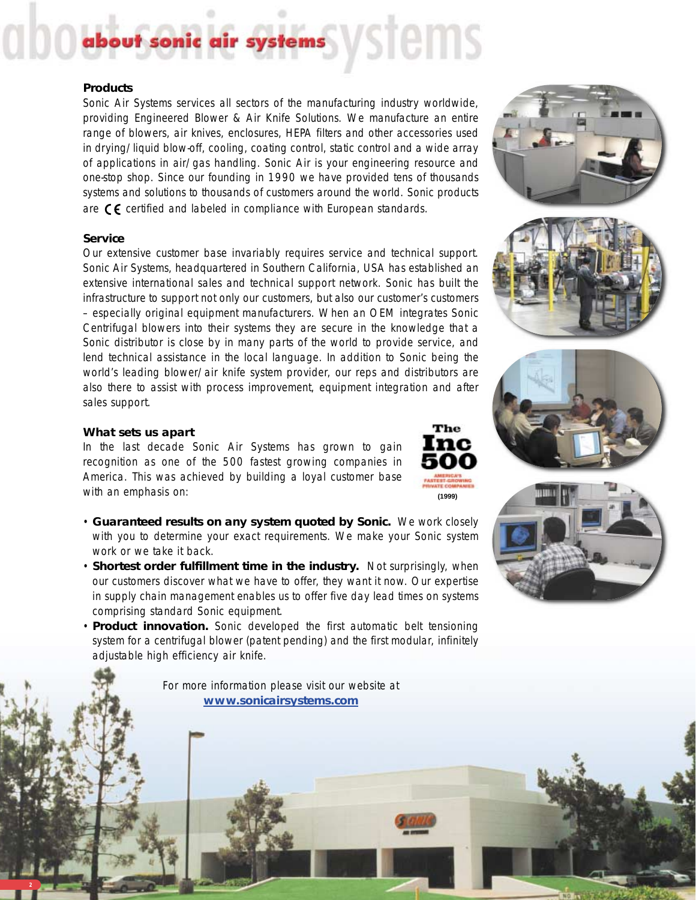# about sonic air systems

### Products

Sonic Air Systems services all sectors of the manufacturing industry worldwide, providing Engineered Blower & Air Knife Solutions. We manufacture an entire range of blowers, air knives, enclosures, HEPA filters and other accessories used in drying/liquid blow-off, cooling, coating control, static control and a wide array of applications in air/gas handling. Sonic Air is your engineering resource and one-stop shop. Since our founding in 1990 we have provided tens of thousands systems and solutions to thousands of customers around the world. Sonic products are CE certified and labeled in compliance with European standards.

### Service

Our extensive customer base invariably requires service and technical support. Sonic Air Systems, headquartered in Southern California, USA has established an extensive international sales and technical support network. Sonic has built the infrastructure to support not only our customers, but also our customer's customers – especially original equipment manufacturers. When an OEM integrates Sonic Centrifugal blowers into their systems they are secure in the knowledge that a Sonic distributor is close by in many parts of the world to provide service, and lend technical assistance in the local language. In addition to Sonic being the world's leading blower/air knife system provider, our reps and distributors are also there to assist with process improvement, equipment integration and after sales support.

### What sets us apart

In the last decade Sonic Air Systems has grown to gain recognition as one of the 500 fastest growing companies in America. This was achieved by building a loyal customer base with an emphasis on:

The Inc 500 America's Fastest-Growing Private Companies (1999)

- **Guaranteed results on any system quoted by Sonic.** We work closely with you to determine your exact requirements. We make your Sonic system work or we take it back.
- **Shortest order fulfillment time in the industry.** Not surprisingly, when our customers discover what we have to offer, they want it now. Our expertise in supply chain management enables us to offer five day lead times on systems comprising standard Sonic equipment.
- **Product innovation.** Sonic developed the first automatic belt tensioning system for a centrifugal blower (patent pending) and the first modular, infinitely adjustable high efficiency air knife.

For more information please visit our website at **www.sonicairsystems.com**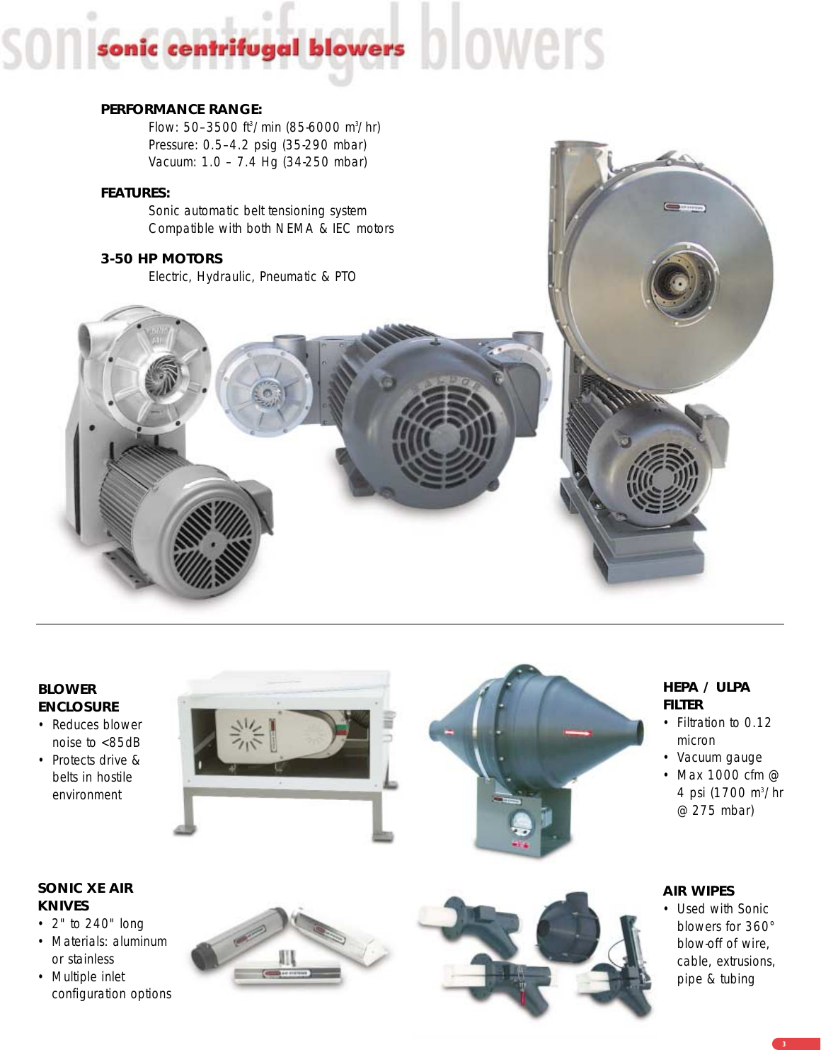# sonic centrifugal blowers

**PERFORMANCE RANGE:**

Flow: 50–3500 ft$^3$/min (85-6000 m$^3$/hr)
Pressure: 0.5–4.2 psig (35-290 mbar)
Vacuum: 1.0 – 7.4 Hg (34-250 mbar)

**FEATURES:**

Sonic automatic belt tensioning system
Compatible with both NEMA & IEC motors

**3-50 HP MOTORS**

Electric, Hydraulic, Pneumatic & PTO

---

**BLOWER ENCLOSURE**

- Reduces blower noise to <85dB
- Protects drive & belts in hostile environment

**HEPA / ULPA FILTER**

- Filtration to 0.12 micron
- Vacuum gauge
- Max 1000 cfm @ 4 psi (1700 m$^3$/hr @ 275 mbar)

**SONIC XE AIR KNIVES**

- 2" to 240" long
- Materials: aluminum or stainless
- Multiple inlet configuration options

**AIR WIPES**

- Used with Sonic blowers for 360° blow-off of wire, cable, extrusions, pipe & tubing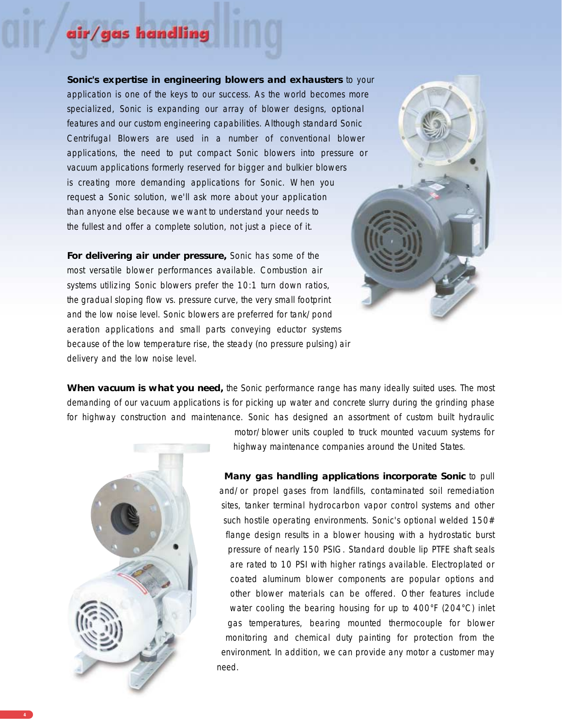# air/gas handling

**Sonic's expertise in engineering blowers and exhausters** to your application is one of the keys to our success. As the world becomes more specialized, Sonic is expanding our array of blower designs, optional features and our custom engineering capabilities. Although standard Sonic Centrifugal Blowers are used in a number of conventional blower applications, the need to put compact Sonic blowers into pressure or vacuum applications formerly reserved for bigger and bulkier blowers is creating more demanding applications for Sonic. When you request a Sonic solution, we'll ask more about your application than anyone else because we want to understand your needs to the fullest and offer a complete solution, not just a piece of it.

**For delivering air under pressure,** Sonic has some of the most versatile blower performances available. Combustion air systems utilizing Sonic blowers prefer the 10:1 turn down ratios, the gradual sloping flow vs. pressure curve, the very small footprint and the low noise level. Sonic blowers are preferred for tank/pond aeration applications and small parts conveying eductor systems because of the low temperature rise, the steady (no pressure pulsing) air delivery and the low noise level.

**When vacuum is what you need,** the Sonic performance range has many ideally suited uses. The most demanding of our vacuum applications is for picking up water and concrete slurry during the grinding phase for highway construction and maintenance. Sonic has designed an assortment of custom built hydraulic motor/blower units coupled to truck mounted vacuum systems for highway maintenance companies around the United States.

**Many gas handling applications incorporate Sonic** to pull and/or propel gases from landfills, contaminated soil remediation sites, tanker terminal hydrocarbon vapor control systems and other such hostile operating environments. Sonic's optional welded 150# flange design results in a blower housing with a hydrostatic burst pressure of nearly 150 PSIG. Standard double lip PTFE shaft seals are rated to 10 PSI with higher ratings available. Electroplated or coated aluminum blower components are popular options and other blower materials can be offered. Other features include water cooling the bearing housing for up to 400°F (204°C) inlet gas temperatures, bearing mounted thermocouple for blower monitoring and chemical duty painting for protection from the environment. In addition, we can provide any motor a customer may need.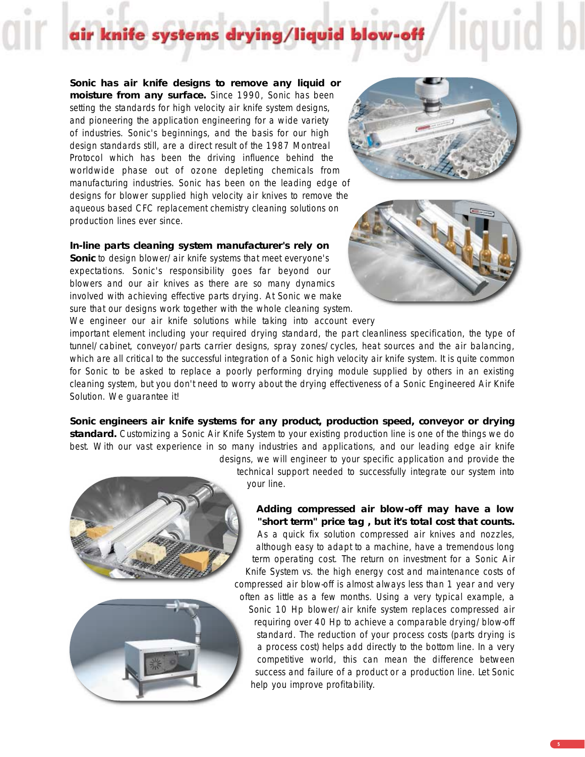# air knife systems drying/liquid blow-off

**Sonic has air knife designs to remove any liquid or moisture from any surface.** Since 1990, Sonic has been setting the standards for high velocity air knife system designs, and pioneering the application engineering for a wide variety of industries. Sonic's beginnings, and the basis for our high design standards still, are a direct result of the 1987 Montreal Protocol which has been the driving influence behind the worldwide phase out of ozone depleting chemicals from manufacturing industries. Sonic has been on the leading edge of designs for blower supplied high velocity air knives to remove the aqueous based CFC replacement chemistry cleaning solutions on production lines ever since.

**In-line parts cleaning system manufacturer's rely on Sonic** to design blower/air knife systems that meet everyone's expectations. Sonic's responsibility goes far beyond our blowers and our air knives as there are so many dynamics involved with achieving effective parts drying. At Sonic we make sure that our designs work together with the whole cleaning system. We engineer our air knife solutions while taking into account every important element including your required drying standard, the part cleanliness specification, the type of tunnel/cabinet, conveyor/parts carrier designs, spray zones/cycles, heat sources and the air balancing, which are all critical to the successful integration of a Sonic high velocity air knife system. It is quite common for Sonic to be asked to replace a poorly performing drying module supplied by others in an existing cleaning system, but you don't need to worry about the drying effectiveness of a Sonic Engineered Air Knife Solution. We guarantee it!

**Sonic engineers air knife systems for any product, production speed, conveyor or drying standard.** Customizing a Sonic Air Knife System to your existing production line is one of the things we do best. With our vast experience in so many industries and applications, and our leading edge air knife designs, we will engineer to your specific application and provide the technical support needed to successfully integrate our system into your line.

**Adding compressed air blow-off may have a low "short term" price tag , but it's total cost that counts.** As a quick fix solution compressed air knives and nozzles, although easy to adapt to a machine, have a tremendous long term operating cost. The return on investment for a Sonic Air Knife System vs. the high energy cost and maintenance costs of compressed air blow-off is almost always less than 1 year and very often as little as a few months. Using a very typical example, a Sonic 10 Hp blower/air knife system replaces compressed air requiring over 40 Hp to achieve a comparable drying/blow-off standard. The reduction of your process costs (parts drying is a process cost) helps add directly to the bottom line. In a very competitive world, this can mean the difference between success and failure of a product or a production line. Let Sonic help you improve profitability.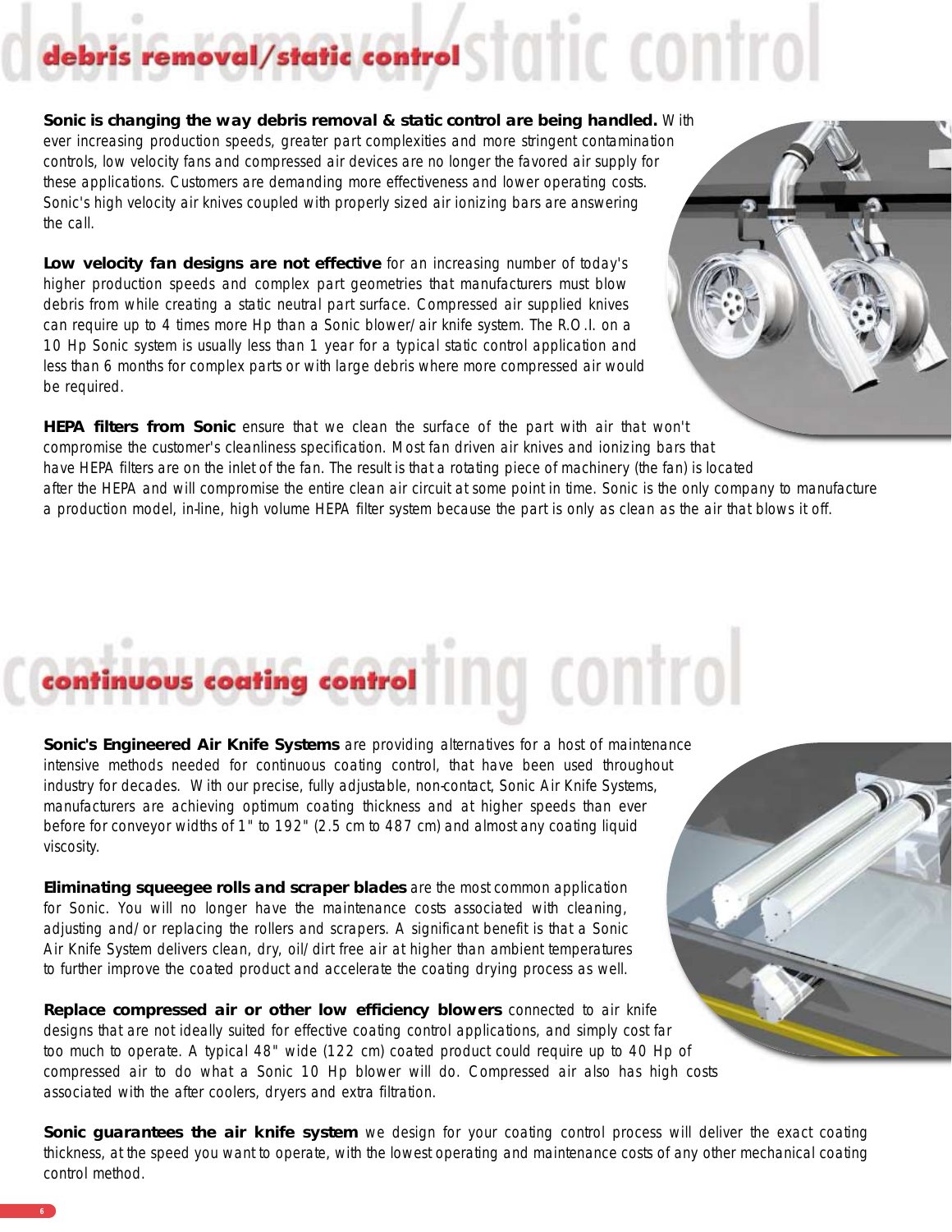## debris removal/static control

**Sonic is changing the way debris removal & static control are being handled.** With ever increasing production speeds, greater part complexities and more stringent contamination controls, low velocity fans and compressed air devices are no longer the favored air supply for these applications. Customers are demanding more effectiveness and lower operating costs. Sonic's high velocity air knives coupled with properly sized air ionizing bars are answering the call.

**Low velocity fan designs are not effective** for an increasing number of today's higher production speeds and complex part geometries that manufacturers must blow debris from while creating a static neutral part surface. Compressed air supplied knives can require up to 4 times more Hp than a Sonic blower/air knife system. The R.O.I. on a 10 Hp Sonic system is usually less than 1 year for a typical static control application and less than 6 months for complex parts or with large debris where more compressed air would be required.

**HEPA filters from Sonic** ensure that we clean the surface of the part with air that won't compromise the customer's cleanliness specification. Most fan driven air knives and ionizing bars that have HEPA filters are on the inlet of the fan. The result is that a rotating piece of machinery (the fan) is located after the HEPA and will compromise the entire clean air circuit at some point in time. Sonic is the only company to manufacture a production model, in-line, high volume HEPA filter system because the part is only as clean as the air that blows it off.

## continuous coating control

**Sonic's Engineered Air Knife Systems** are providing alternatives for a host of maintenance intensive methods needed for continuous coating control, that have been used throughout industry for decades. With our precise, fully adjustable, non-contact, Sonic Air Knife Systems, manufacturers are achieving optimum coating thickness and at higher speeds than ever before for conveyor widths of 1" to 192" (2.5 cm to 487 cm) and almost any coating liquid viscosity.

**Eliminating squeegee rolls and scraper blades** are the most common application for Sonic. You will no longer have the maintenance costs associated with cleaning, adjusting and/or replacing the rollers and scrapers. A significant benefit is that a Sonic Air Knife System delivers clean, dry, oil/dirt free air at higher than ambient temperatures to further improve the coated product and accelerate the coating drying process as well.

**Replace compressed air or other low efficiency blowers** connected to air knife designs that are not ideally suited for effective coating control applications, and simply cost far too much to operate. A typical 48" wide (122 cm) coated product could require up to 40 Hp of compressed air to do what a Sonic 10 Hp blower will do. Compressed air also has high costs associated with the after coolers, dryers and extra filtration.

**Sonic guarantees the air knife system** we design for your coating control process will deliver the exact coating thickness, at the speed you want to operate, with the lowest operating and maintenance costs of any other mechanical coating control method.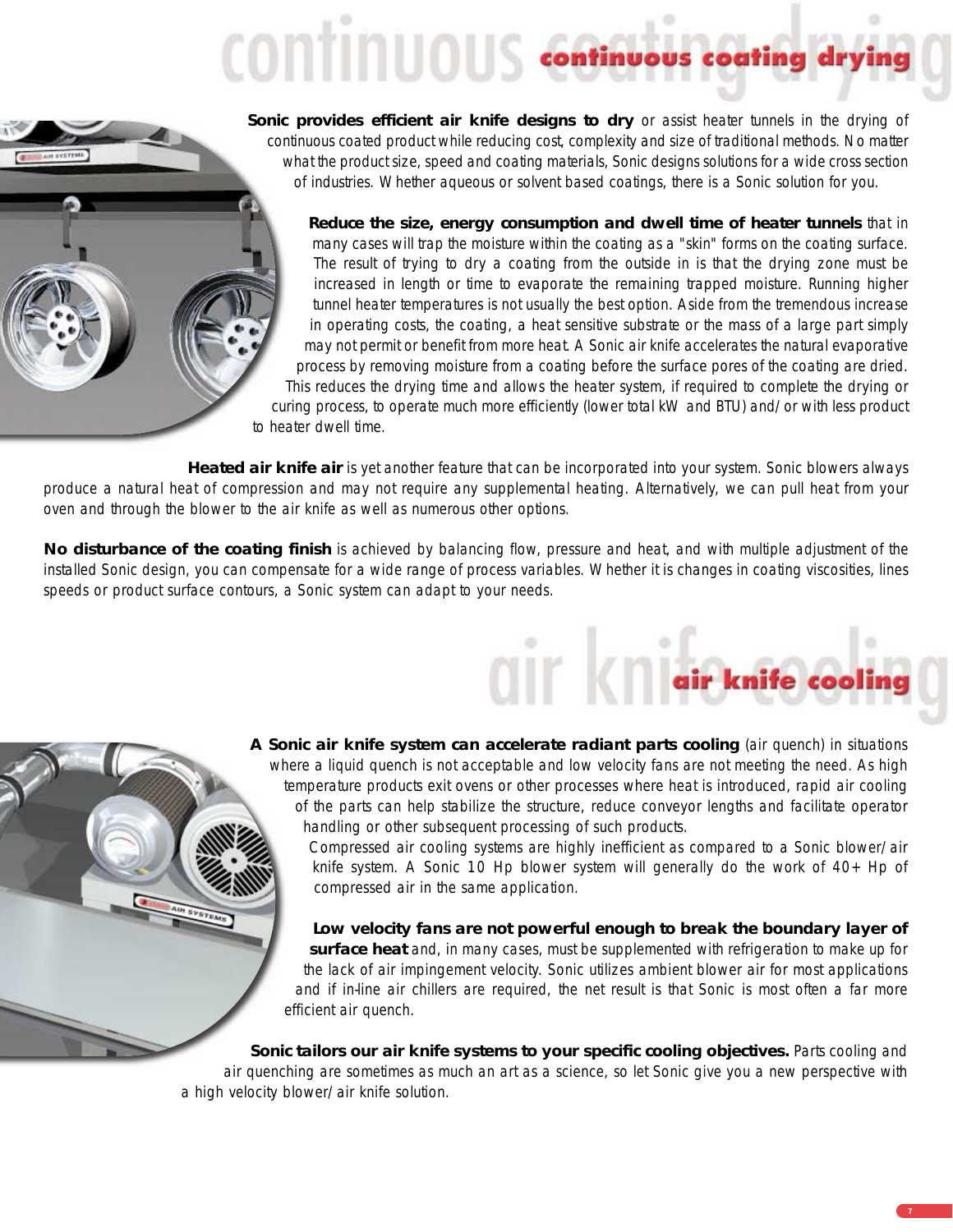## continuous coating drying

**Sonic provides efficient air knife designs to dry** or assist heater tunnels in the drying of continuous coated product while reducing cost, complexity and size of traditional methods. No matter what the product size, speed and coating materials, Sonic designs solutions for a wide cross section of industries. Whether aqueous or solvent based coatings, there is a Sonic solution for you.

**Reduce the size, energy consumption and dwell time of heater tunnels** that in many cases will trap the moisture within the coating as a "skin" forms on the coating surface. The result of trying to dry a coating from the outside in is that the drying zone must be increased in length or time to evaporate the remaining trapped moisture. Running higher tunnel heater temperatures is not usually the best option. Aside from the tremendous increase in operating costs, the coating, a heat sensitive substrate or the mass of a large part simply may not permit or benefit from more heat. A Sonic air knife accelerates the natural evaporative process by removing moisture from a coating before the surface pores of the coating are dried. This reduces the drying time and allows the heater system, if required to complete the drying or curing process, to operate much more efficiently (lower total kW and BTU) and/or with less product to heater dwell time.

**Heated air knife air** is yet another feature that can be incorporated into your system. Sonic blowers always produce a natural heat of compression and may not require any supplemental heating. Alternatively, we can pull heat from your oven and through the blower to the air knife as well as numerous other options.

**No disturbance of the coating finish** is achieved by balancing flow, pressure and heat, and with multiple adjustment of the installed Sonic design, you can compensate for a wide range of process variables. Whether it is changes in coating viscosities, lines speeds or product surface contours, a Sonic system can adapt to your needs.

## air knife cooling

**A Sonic air knife system can accelerate radiant parts cooling** (air quench) in situations where a liquid quench is not acceptable and low velocity fans are not meeting the need. As high temperature products exit ovens or other processes where heat is introduced, rapid air cooling of the parts can help stabilize the structure, reduce conveyor lengths and facilitate operator handling or other subsequent processing of such products.

Compressed air cooling systems are highly inefficient as compared to a Sonic blower/air knife system. A Sonic 10 Hp blower system will generally do the work of 40+ Hp of compressed air in the same application.

**Low velocity fans are not powerful enough to break the boundary layer of surface heat** and, in many cases, must be supplemented with refrigeration to make up for the lack of air impingement velocity. Sonic utilizes ambient blower air for most applications and if in-line air chillers are required, the net result is that Sonic is most often a far more efficient air quench.

**Sonic tailors our air knife systems to your specific cooling objectives.** Parts cooling and air quenching are sometimes as much an art as a science, so let Sonic give you a new perspective with a high velocity blower/air knife solution.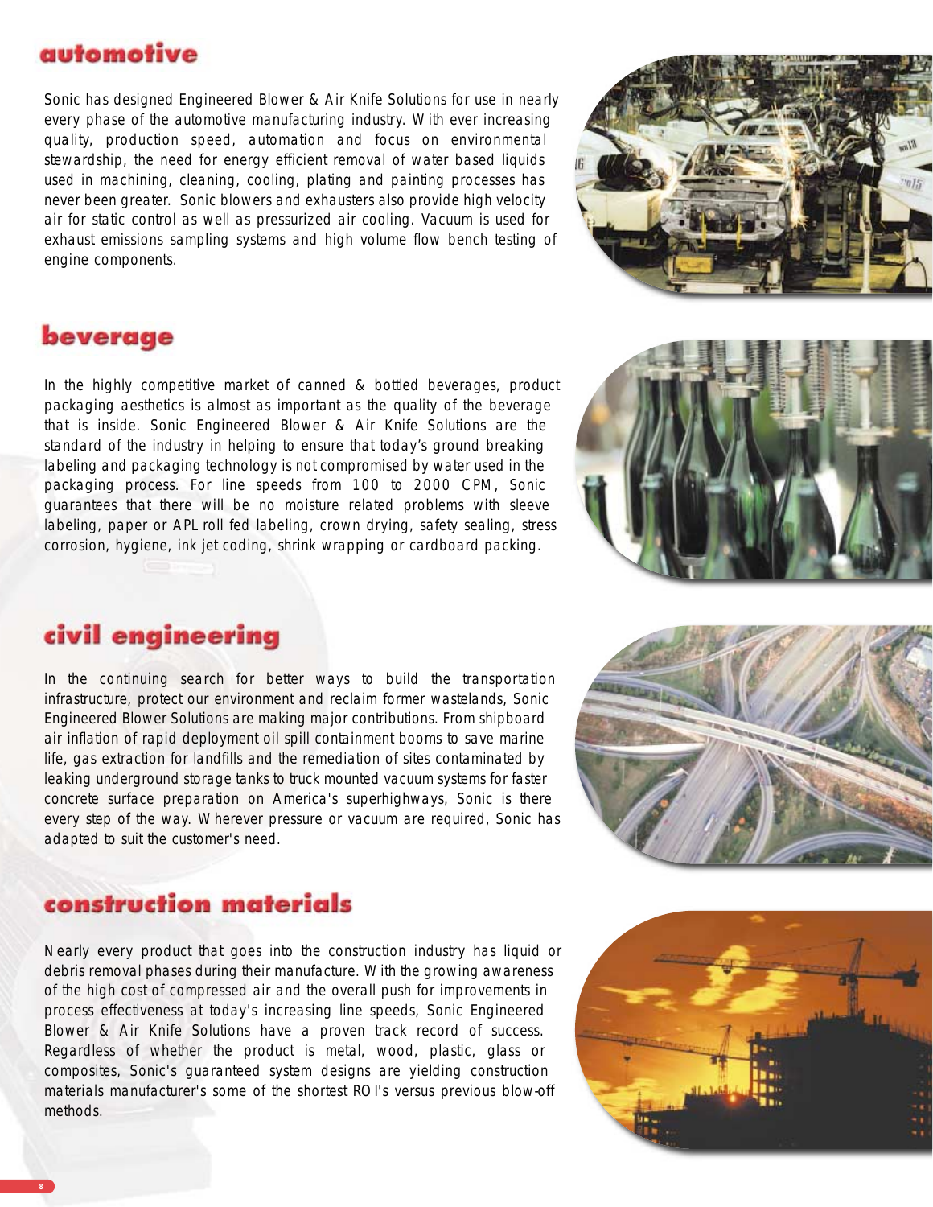## automotive

Sonic has designed Engineered Blower & Air Knife Solutions for use in nearly every phase of the automotive manufacturing industry. With ever increasing quality, production speed, automation and focus on environmental stewardship, the need for energy efficient removal of water based liquids used in machining, cleaning, cooling, plating and painting processes has never been greater. Sonic blowers and exhausters also provide high velocity air for static control as well as pressurized air cooling. Vacuum is used for exhaust emissions sampling systems and high volume flow bench testing of engine components.

## beverage

In the highly competitive market of canned & bottled beverages, product packaging aesthetics is almost as important as the quality of the beverage that is inside. Sonic Engineered Blower & Air Knife Solutions are the standard of the industry in helping to ensure that today's ground breaking labeling and packaging technology is not compromised by water used in the packaging process. For line speeds from 100 to 2000 CPM, Sonic guarantees that there will be no moisture related problems with sleeve labeling, paper or APL roll fed labeling, crown drying, safety sealing, stress corrosion, hygiene, ink jet coding, shrink wrapping or cardboard packing.

## civil engineering

In the continuing search for better ways to build the transportation infrastructure, protect our environment and reclaim former wastelands, Sonic Engineered Blower Solutions are making major contributions. From shipboard air inflation of rapid deployment oil spill containment booms to save marine life, gas extraction for landfills and the remediation of sites contaminated by leaking underground storage tanks to truck mounted vacuum systems for faster concrete surface preparation on America's superhighways, Sonic is there every step of the way. Wherever pressure or vacuum are required, Sonic has adapted to suit the customer's need.

## construction materials

Nearly every product that goes into the construction industry has liquid or debris removal phases during their manufacture. With the growing awareness of the high cost of compressed air and the overall push for improvements in process effectiveness at today's increasing line speeds, Sonic Engineered Blower & Air Knife Solutions have a proven track record of success. Regardless of whether the product is metal, wood, plastic, glass or composites, Sonic's guaranteed system designs are yielding construction materials manufacturer's some of the shortest ROI's versus previous blow-off methods.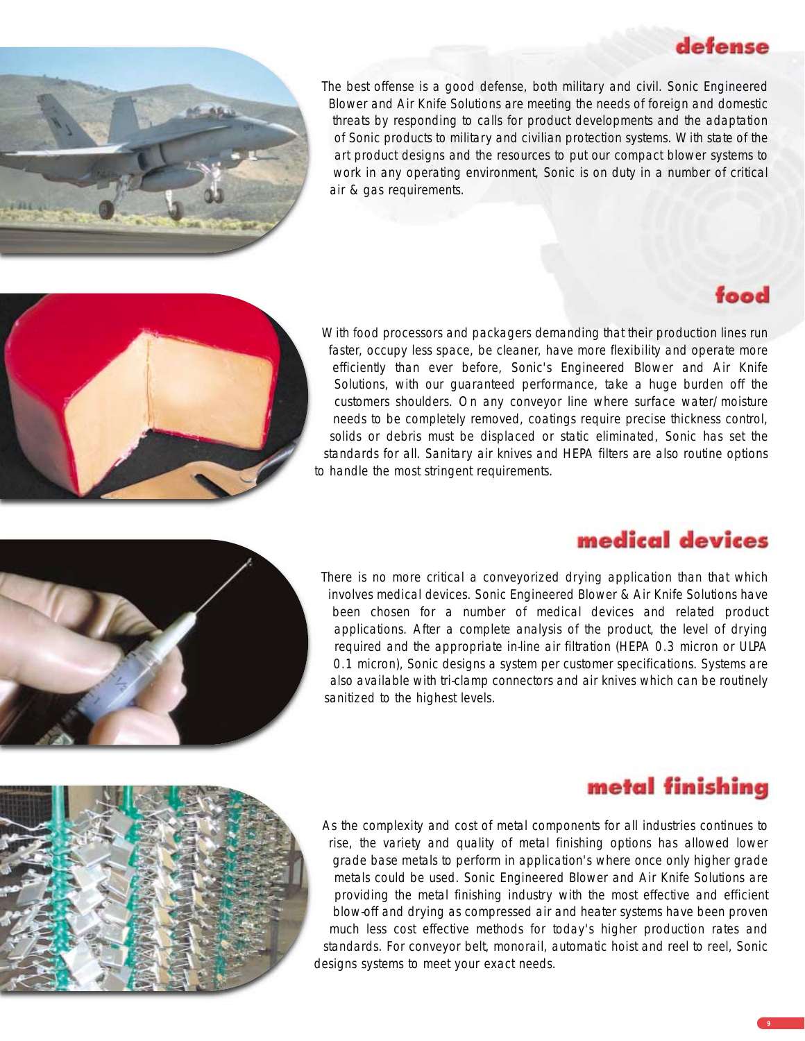## defense

The best offense is a good defense, both military and civil. Sonic Engineered Blower and Air Knife Solutions are meeting the needs of foreign and domestic threats by responding to calls for product developments and the adaptation of Sonic products to military and civilian protection systems. With state of the art product designs and the resources to put our compact blower systems to work in any operating environment, Sonic is on duty in a number of critical air & gas requirements.

## food

With food processors and packagers demanding that their production lines run faster, occupy less space, be cleaner, have more flexibility and operate more efficiently than ever before, Sonic's Engineered Blower and Air Knife Solutions, with our guaranteed performance, take a huge burden off the customers shoulders. On any conveyor line where surface water/moisture needs to be completely removed, coatings require precise thickness control, solids or debris must be displaced or static eliminated, Sonic has set the standards for all. Sanitary air knives and HEPA filters are also routine options to handle the most stringent requirements.

## medical devices

There is no more critical a conveyorized drying application than that which involves medical devices. Sonic Engineered Blower & Air Knife Solutions have been chosen for a number of medical devices and related product applications. After a complete analysis of the product, the level of drying required and the appropriate in-line air filtration (HEPA 0.3 micron or ULPA 0.1 micron), Sonic designs a system per customer specifications. Systems are also available with tri-clamp connectors and air knives which can be routinely sanitized to the highest levels.

## metal finishing

As the complexity and cost of metal components for all industries continues to rise, the variety and quality of metal finishing options has allowed lower grade base metals to perform in application's where once only higher grade metals could be used. Sonic Engineered Blower and Air Knife Solutions are providing the metal finishing industry with the most effective and efficient blow-off and drying as compressed air and heater systems have been proven much less cost effective methods for today's higher production rates and standards. For conveyor belt, monorail, automatic hoist and reel to reel, Sonic designs systems to meet your exact needs.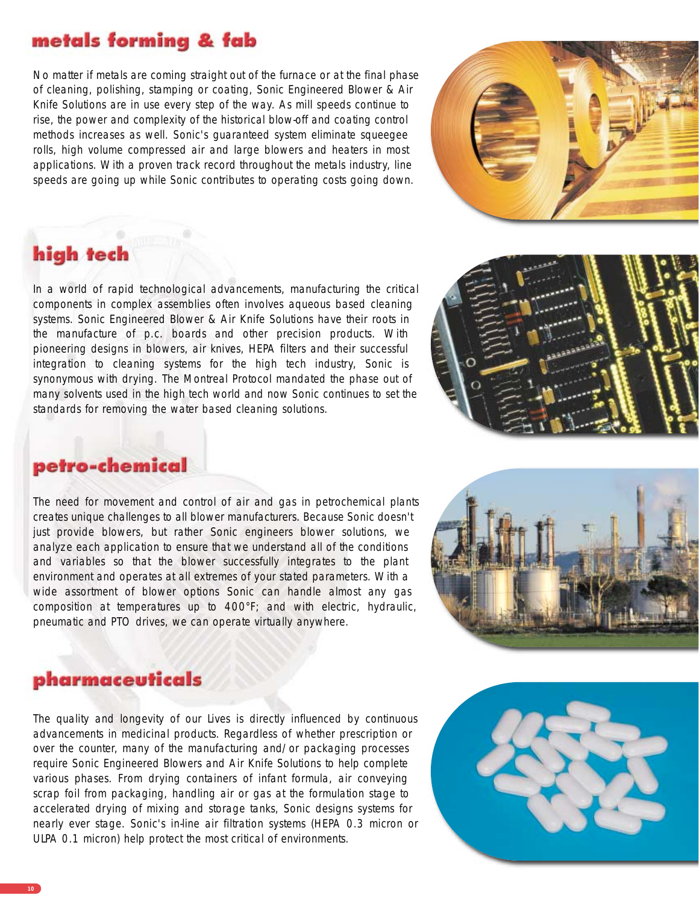## metals forming & fab

No matter if metals are coming straight out of the furnace or at the final phase of cleaning, polishing, stamping or coating, Sonic Engineered Blower & Air Knife Solutions are in use every step of the way. As mill speeds continue to rise, the power and complexity of the historical blow-off and coating control methods increases as well. Sonic's guaranteed system eliminate squeegee rolls, high volume compressed air and large blowers and heaters in most applications. With a proven track record throughout the metals industry, line speeds are going up while Sonic contributes to operating costs going down.

## high tech

In a world of rapid technological advancements, manufacturing the critical components in complex assemblies often involves aqueous based cleaning systems. Sonic Engineered Blower & Air Knife Solutions have their roots in the manufacture of p.c. boards and other precision products. With pioneering designs in blowers, air knives, HEPA filters and their successful integration to cleaning systems for the high tech industry, Sonic is synonymous with drying. The Montreal Protocol mandated the phase out of many solvents used in the high tech world and now Sonic continues to set the standards for removing the water based cleaning solutions.

## petro-chemical

The need for movement and control of air and gas in petrochemical plants creates unique challenges to all blower manufacturers. Because Sonic doesn't just provide blowers, but rather Sonic engineers blower solutions, we analyze each application to ensure that we understand all of the conditions and variables so that the blower successfully integrates to the plant environment and operates at all extremes of your stated parameters. With a wide assortment of blower options Sonic can handle almost any gas composition at temperatures up to 400°F; and with electric, hydraulic, pneumatic and PTO drives, we can operate virtually anywhere.

## pharmaceuticals

The quality and longevity of our Lives is directly influenced by continuous advancements in medicinal products. Regardless of whether prescription or over the counter, many of the manufacturing and/or packaging processes require Sonic Engineered Blowers and Air Knife Solutions to help complete various phases. From drying containers of infant formula, air conveying scrap foil from packaging, handling air or gas at the formulation stage to accelerated drying of mixing and storage tanks, Sonic designs systems for nearly ever stage. Sonic's in-line air filtration systems (HEPA 0.3 micron or ULPA 0.1 micron) help protect the most critical of environments.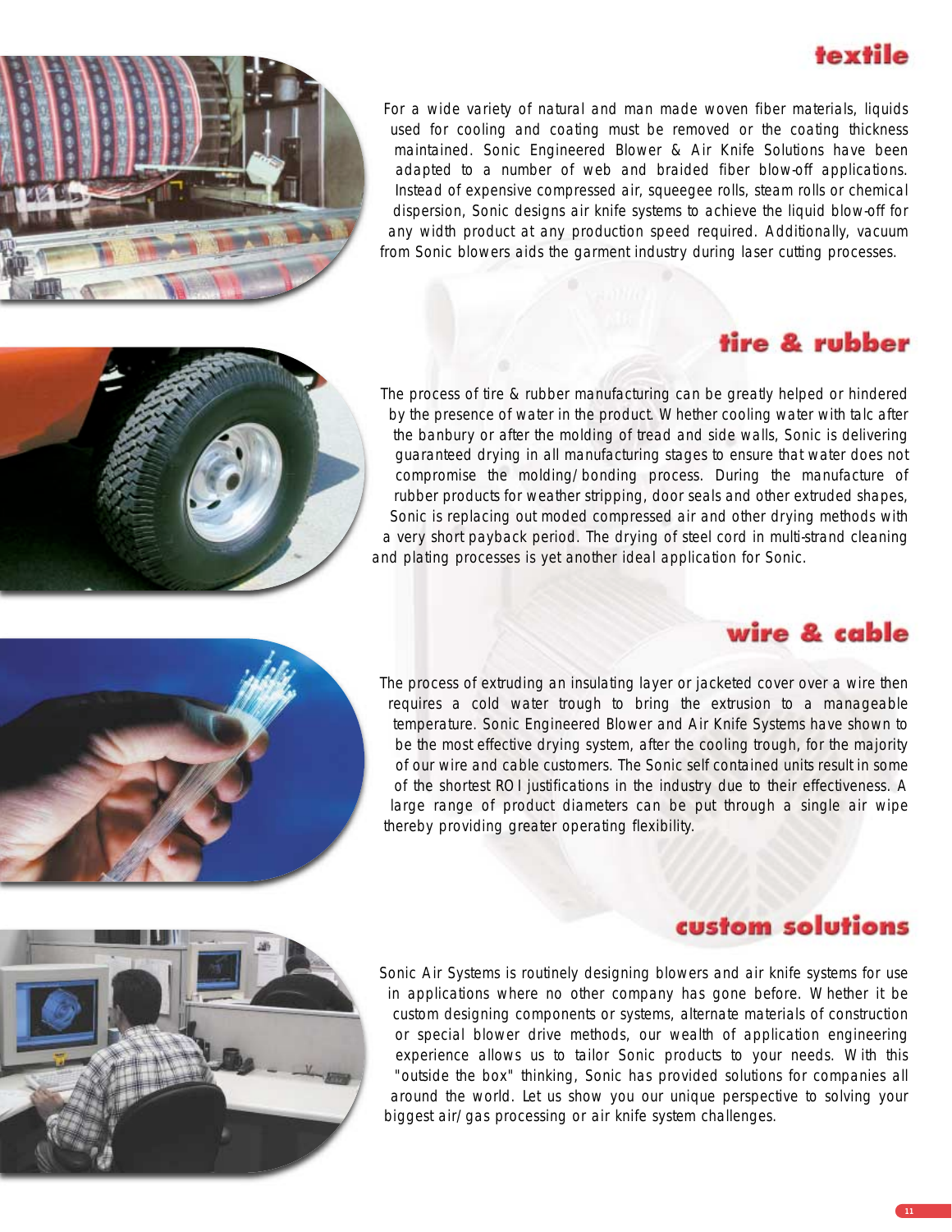## textile

For a wide variety of natural and man made woven fiber materials, liquids used for cooling and coating must be removed or the coating thickness maintained. Sonic Engineered Blower & Air Knife Solutions have been adapted to a number of web and braided fiber blow-off applications. Instead of expensive compressed air, squeegee rolls, steam rolls or chemical dispersion, Sonic designs air knife systems to achieve the liquid blow-off for any width product at any production speed required. Additionally, vacuum from Sonic blowers aids the garment industry during laser cutting processes.

## tire & rubber

The process of tire & rubber manufacturing can be greatly helped or hindered by the presence of water in the product. Whether cooling water with talc after the banbury or after the molding of tread and side walls, Sonic is delivering guaranteed drying in all manufacturing stages to ensure that water does not compromise the molding/bonding process. During the manufacture of rubber products for weather stripping, door seals and other extruded shapes, Sonic is replacing out moded compressed air and other drying methods with a very short payback period. The drying of steel cord in multi-strand cleaning and plating processes is yet another ideal application for Sonic.

## wire & cable

The process of extruding an insulating layer or jacketed cover over a wire then requires a cold water trough to bring the extrusion to a manageable temperature. Sonic Engineered Blower and Air Knife Systems have shown to be the most effective drying system, after the cooling trough, for the majority of our wire and cable customers. The Sonic self contained units result in some of the shortest ROI justifications in the industry due to their effectiveness. A large range of product diameters can be put through a single air wipe thereby providing greater operating flexibility.

## custom solutions

Sonic Air Systems is routinely designing blowers and air knife systems for use in applications where no other company has gone before. Whether it be custom designing components or systems, alternate materials of construction or special blower drive methods, our wealth of application engineering experience allows us to tailor Sonic products to your needs. With this "outside the box" thinking, Sonic has provided solutions for companies all around the world. Let us show you our unique perspective to solving your biggest air/gas processing or air knife system challenges.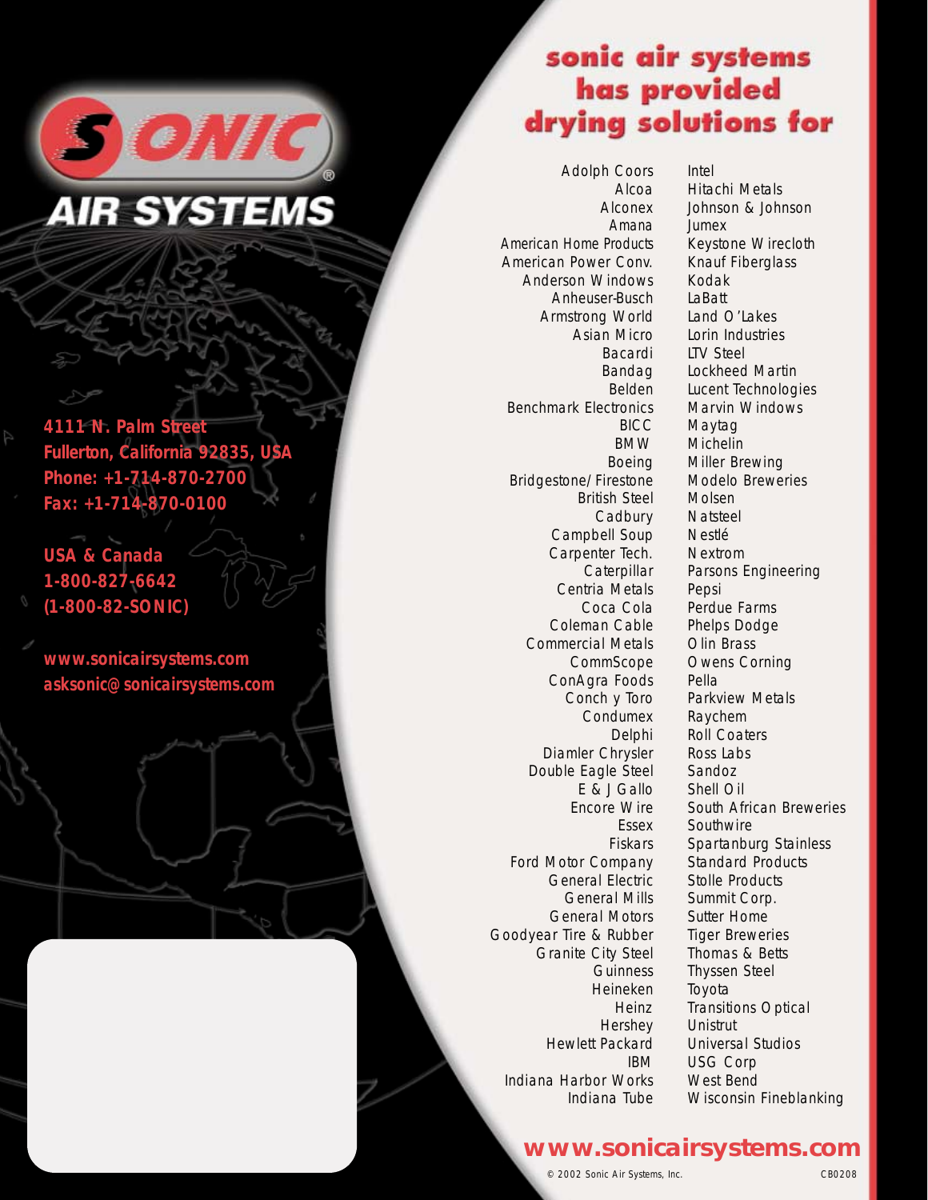# SONIC AIR SYSTEMS

4111 N. Palm Street
Fullerton, California 92835, USA
Phone: +1-714-870-2700
Fax: +1-714-870-0100

USA & Canada
1-800-827-6642
(1-800-82-SONIC)

www.sonicairsystems.com
asksonic@sonicairsystems.com

## sonic air systems has provided drying solutions for

Adolph Coors
Alcoa
Alconex
Amana
American Home Products
American Power Conv.
Anderson Windows
Anheuser-Busch
Armstrong World
Asian Micro
Bacardi
Bandag
Belden
Benchmark Electronics
BICC
BMW
Boeing
Bridgestone/Firestone
British Steel
Cadbury
Campbell Soup
Carpenter Tech.
Caterpillar
Centria Metals
Coca Cola
Coleman Cable
Commercial Metals
CommScope
ConAgra Foods
Conch y Toro
Condumex
Delphi
Diamler Chrysler
Double Eagle Steel
E & J Gallo
Encore Wire
Essex
Fiskars
Ford Motor Company
General Electric
General Mills
General Motors
Goodyear Tire & Rubber
Granite City Steel
Guinness
Heineken
Heinz
Hershey
Hewlett Packard
IBM
Indiana Harbor Works
Indiana Tube
Intel
Hitachi Metals
Johnson & Johnson
Jumex
Keystone Wirecloth
Knauf Fiberglass
Kodak
LaBatt
Land O'Lakes
Lorin Industries
LTV Steel
Lockheed Martin
Lucent Technologies
Marvin Windows
Maytag
Michelin
Miller Brewing
Modelo Breweries
Molsen
Natsteel
Nestlé
Nextrom
Parsons Engineering
Pepsi
Perdue Farms
Phelps Dodge
Olin Brass
Owens Corning
Pella
Parkview Metals
Raychem
Roll Coaters
Ross Labs
Sandoz
Shell Oil
South African Breweries
Southwire
Spartanburg Stainless
Standard Products
Stolle Products
Summit Corp.
Sutter Home
Tiger Breweries
Thomas & Betts
Thyssen Steel
Toyota
Transitions Optical
Unistrut
Universal Studios
USG Corp
West Bend
Wisconsin Fineblanking

www.sonicairsystems.com

© 2002 Sonic Air Systems, Inc. CB0208